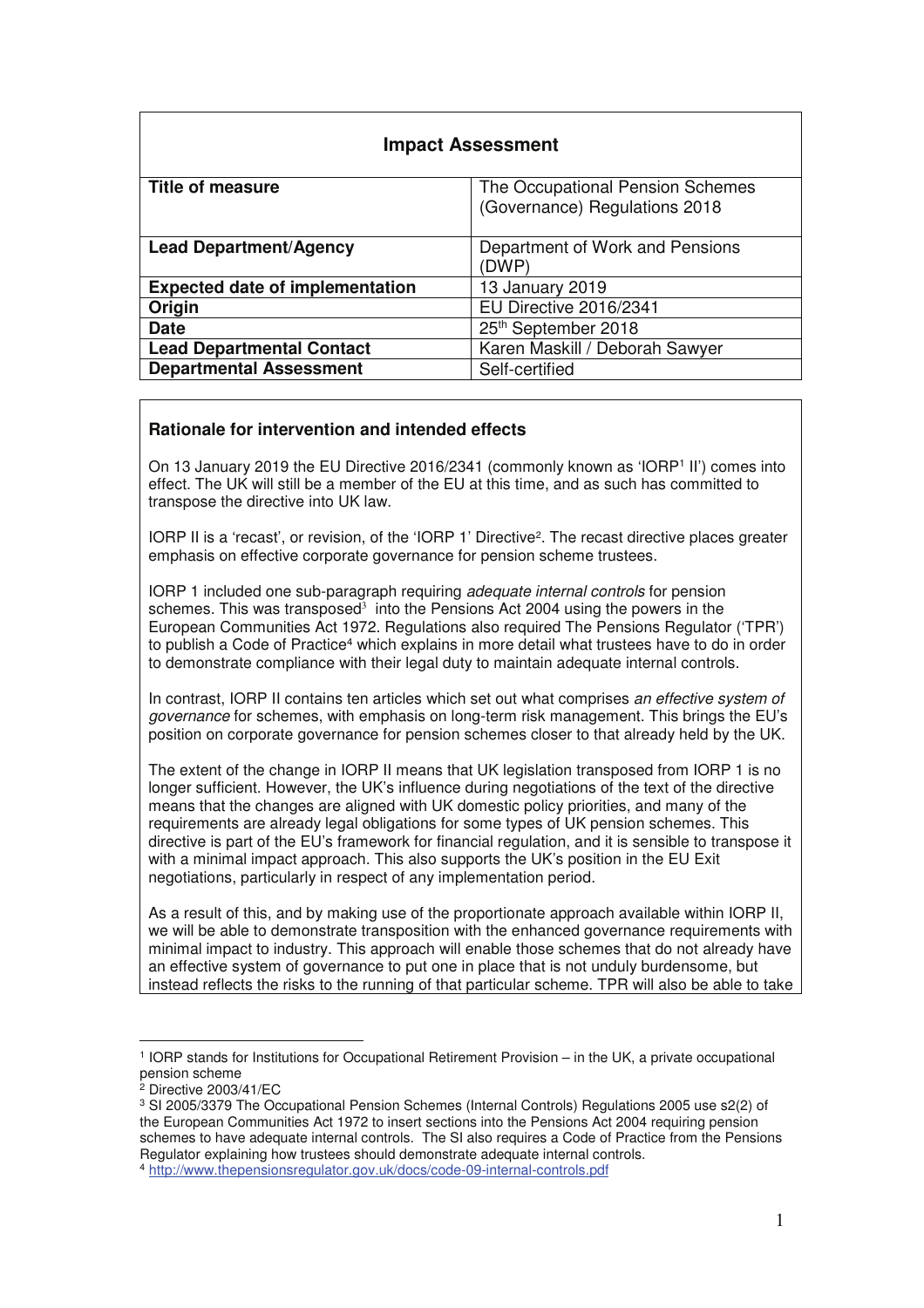# Impact Assessment

| Title of measure | The Occupational Pension Schemes (Governance) Regulations 2018 |
|---|---|
| **Lead Department/Agency** | Department of Work and Pensions (DWP) |
| **Expected date of implementation** | 13 January 2019 |
| **Origin** | EU Directive 2016/2341 |
| **Date** | 25th September 2018 |
| **Lead Departmental Contact** | Karen Maskill / Deborah Sawyer |
| **Departmental Assessment** | Self-certified |

## Rationale for intervention and intended effects

On 13 January 2019 the EU Directive 2016/2341 (commonly known as 'IORP[1] II') comes into effect. The UK will still be a member of the EU at this time, and as such has committed to transpose the directive into UK law.

IORP II is a 'recast', or revision, of the 'IORP 1' Directive[2]. The recast directive places greater emphasis on effective corporate governance for pension scheme trustees.

IORP 1 included one sub-paragraph requiring *adequate internal controls* for pension schemes. This was transposed[3] into the Pensions Act 2004 using the powers in the European Communities Act 1972. Regulations also required The Pensions Regulator ('TPR') to publish a Code of Practice[4] which explains in more detail what trustees have to do in order to demonstrate compliance with their legal duty to maintain adequate internal controls.

In contrast, IORP II contains ten articles which set out what comprises *an effective system of governance* for schemes, with emphasis on long-term risk management. This brings the EU's position on corporate governance for pension schemes closer to that already held by the UK.

The extent of the change in IORP II means that UK legislation transposed from IORP 1 is no longer sufficient. However, the UK's influence during negotiations of the text of the directive means that the changes are aligned with UK domestic policy priorities, and many of the requirements are already legal obligations for some types of UK pension schemes. This directive is part of the EU's framework for financial regulation, and it is sensible to transpose it with a minimal impact approach. This also supports the UK's position in the EU Exit negotiations, particularly in respect of any implementation period.

As a result of this, and by making use of the proportionate approach available within IORP II, we will be able to demonstrate transposition with the enhanced governance requirements with minimal impact to industry. This approach will enable those schemes that do not already have an effective system of governance to put one in place that is not unduly burdensome, but instead reflects the risks to the running of that particular scheme. TPR will also be able to take

---

[1] IORP stands for Institutions for Occupational Retirement Provision – in the UK, a private occupational pension scheme

[2] Directive 2003/41/EC

[3] SI 2005/3379 The Occupational Pension Schemes (Internal Controls) Regulations 2005 use s2(2) of the European Communities Act 1972 to insert sections into the Pensions Act 2004 requiring pension schemes to have adequate internal controls. The SI also requires a Code of Practice from the Pensions Regulator explaining how trustees should demonstrate adequate internal controls.

[4] http://www.thepensionsregulator.gov.uk/docs/code-09-internal-controls.pdf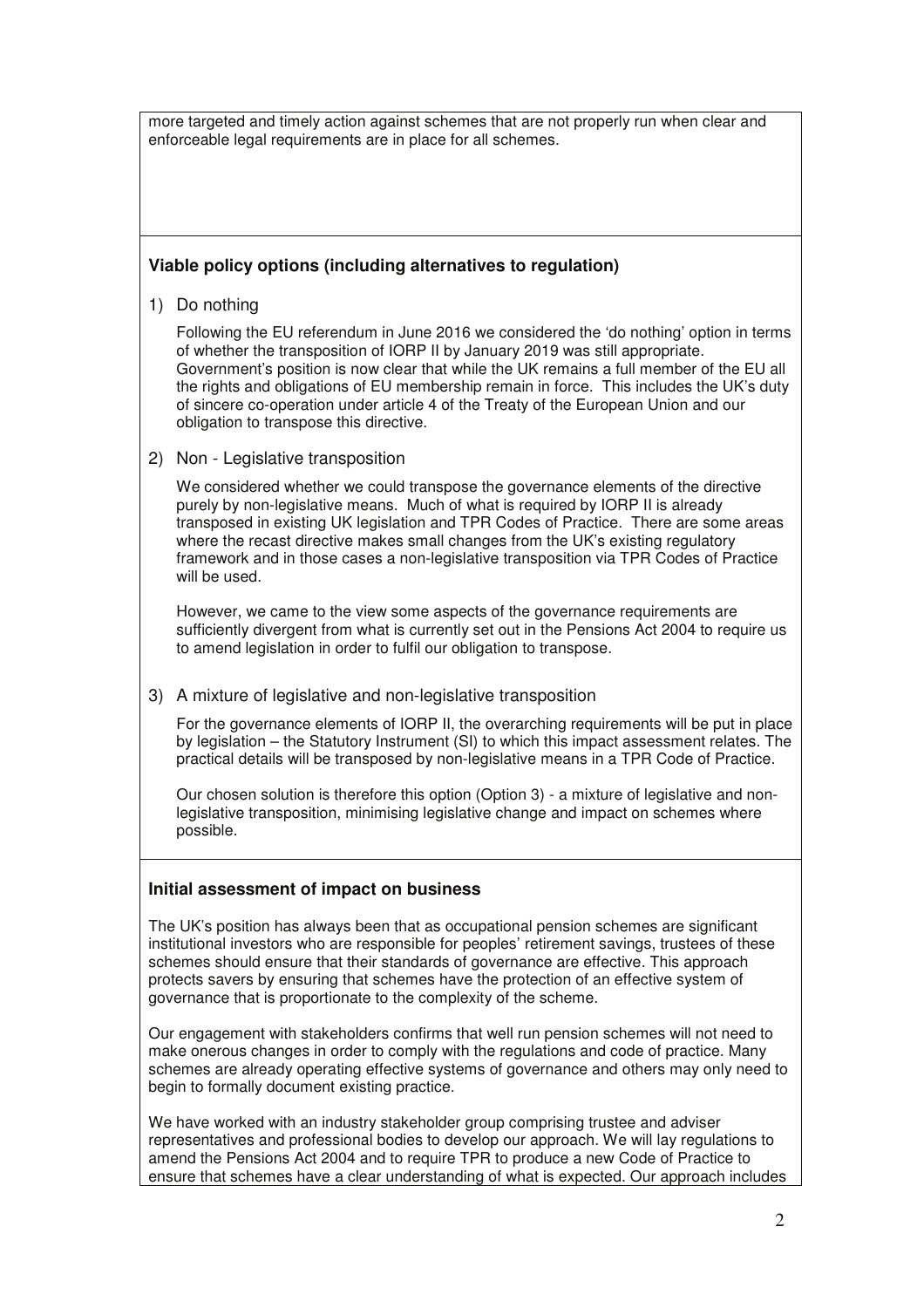more targeted and timely action against schemes that are not properly run when clear and enforceable legal requirements are in place for all schemes.

### Viable policy options (including alternatives to regulation)

1) Do nothing

   Following the EU referendum in June 2016 we considered the 'do nothing' option in terms of whether the transposition of IORP II by January 2019 was still appropriate. Government's position is now clear that while the UK remains a full member of the EU all the rights and obligations of EU membership remain in force. This includes the UK's duty of sincere co-operation under article 4 of the Treaty of the European Union and our obligation to transpose this directive.

2) Non - Legislative transposition

   We considered whether we could transpose the governance elements of the directive purely by non-legislative means. Much of what is required by IORP II is already transposed in existing UK legislation and TPR Codes of Practice. There are some areas where the recast directive makes small changes from the UK's existing regulatory framework and in those cases a non-legislative transposition via TPR Codes of Practice will be used.

   However, we came to the view some aspects of the governance requirements are sufficiently divergent from what is currently set out in the Pensions Act 2004 to require us to amend legislation in order to fulfil our obligation to transpose.

3) A mixture of legislative and non-legislative transposition

   For the governance elements of IORP II, the overarching requirements will be put in place by legislation – the Statutory Instrument (SI) to which this impact assessment relates. The practical details will be transposed by non-legislative means in a TPR Code of Practice.

   Our chosen solution is therefore this option (Option 3) - a mixture of legislative and non-legislative transposition, minimising legislative change and impact on schemes where possible.

### Initial assessment of impact on business

The UK's position has always been that as occupational pension schemes are significant institutional investors who are responsible for peoples' retirement savings, trustees of these schemes should ensure that their standards of governance are effective. This approach protects savers by ensuring that schemes have the protection of an effective system of governance that is proportionate to the complexity of the scheme.

Our engagement with stakeholders confirms that well run pension schemes will not need to make onerous changes in order to comply with the regulations and code of practice. Many schemes are already operating effective systems of governance and others may only need to begin to formally document existing practice.

We have worked with an industry stakeholder group comprising trustee and adviser representatives and professional bodies to develop our approach. We will lay regulations to amend the Pensions Act 2004 and to require TPR to produce a new Code of Practice to ensure that schemes have a clear understanding of what is expected. Our approach includes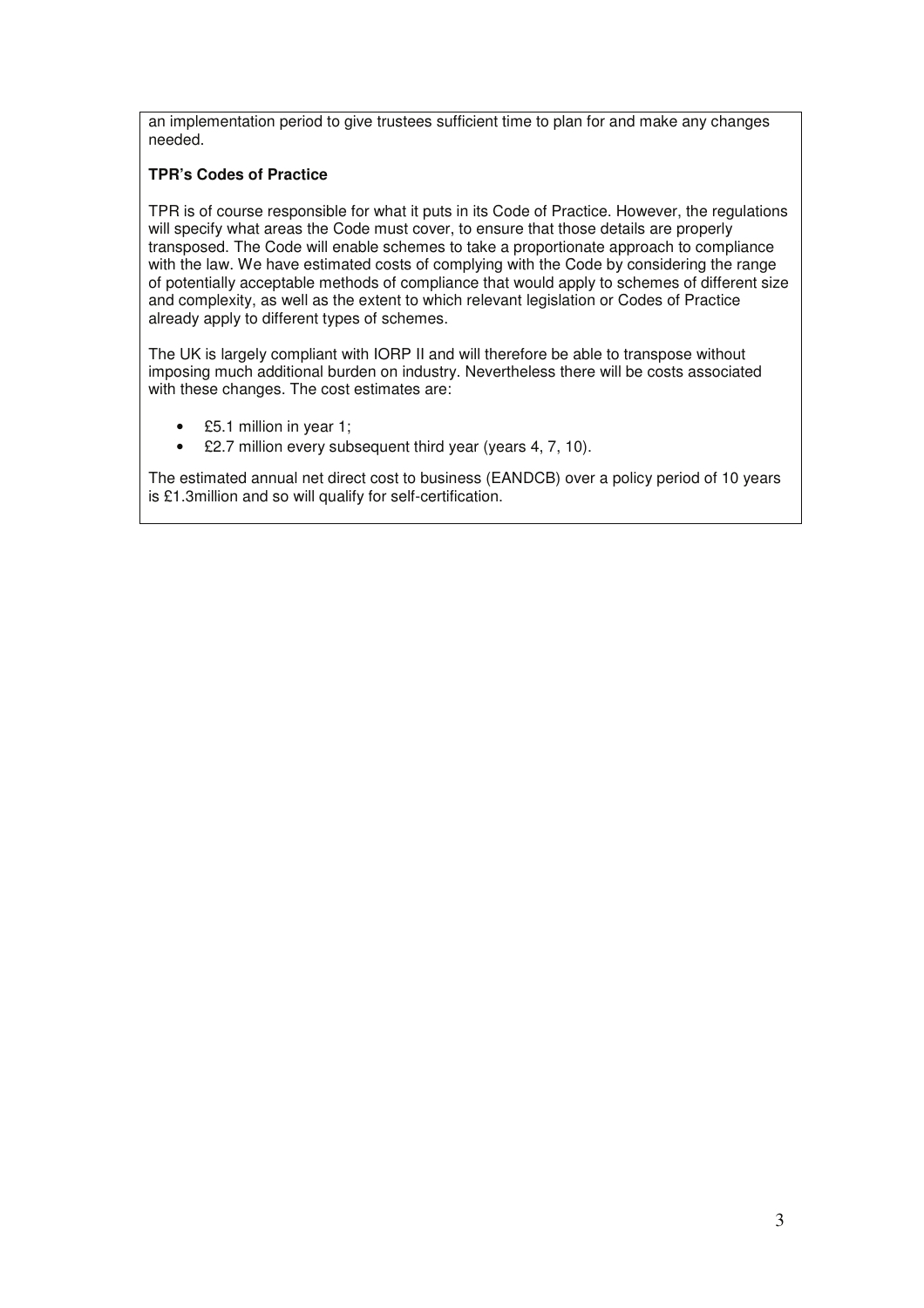an implementation period to give trustees sufficient time to plan for and make any changes needed.

**TPR's Codes of Practice**

TPR is of course responsible for what it puts in its Code of Practice. However, the regulations will specify what areas the Code must cover, to ensure that those details are properly transposed. The Code will enable schemes to take a proportionate approach to compliance with the law. We have estimated costs of complying with the Code by considering the range of potentially acceptable methods of compliance that would apply to schemes of different size and complexity, as well as the extent to which relevant legislation or Codes of Practice already apply to different types of schemes.

The UK is largely compliant with IORP II and will therefore be able to transpose without imposing much additional burden on industry. Nevertheless there will be costs associated with these changes. The cost estimates are:

- £5.1 million in year 1;
- £2.7 million every subsequent third year (years 4, 7, 10).

The estimated annual net direct cost to business (EANDCB) over a policy period of 10 years is £1.3million and so will qualify for self-certification.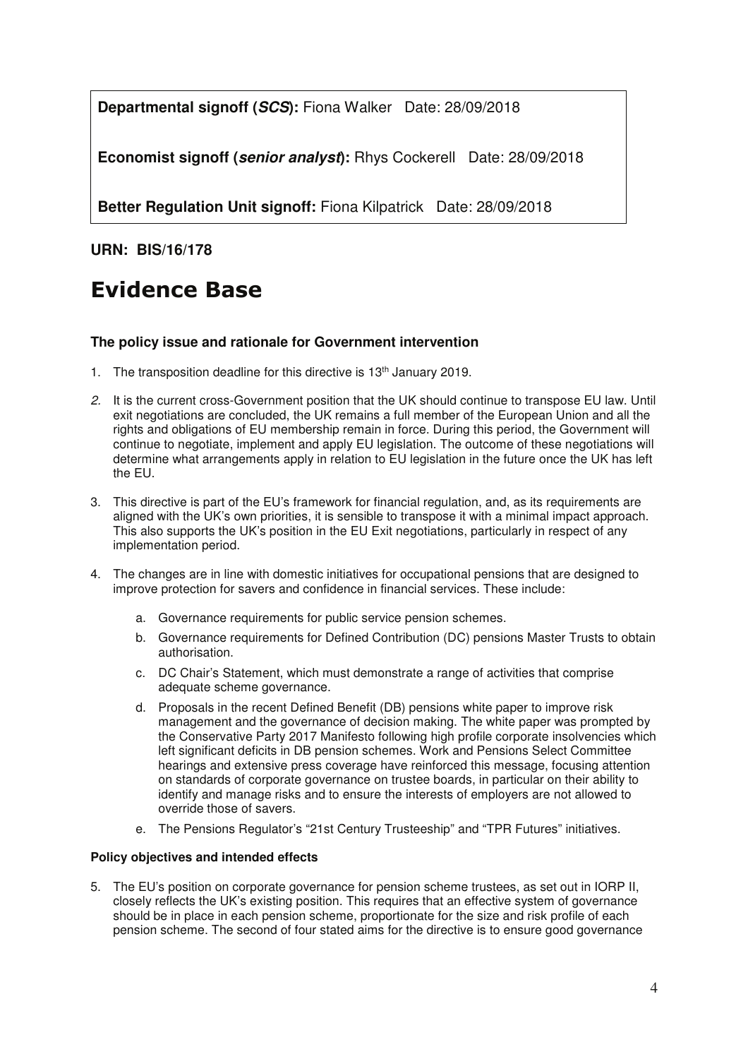**Departmental signoff (*SCS*):** Fiona Walker Date: 28/09/2018

**Economist signoff (*senior analyst*):** Rhys Cockerell Date: 28/09/2018

**Better Regulation Unit signoff:** Fiona Kilpatrick Date: 28/09/2018

**URN: BIS/16/178**

# Evidence Base

### The policy issue and rationale for Government intervention

1. The transposition deadline for this directive is 13th January 2019.
2. It is the current cross-Government position that the UK should continue to transpose EU law. Until exit negotiations are concluded, the UK remains a full member of the European Union and all the rights and obligations of EU membership remain in force. During this period, the Government will continue to negotiate, implement and apply EU legislation. The outcome of these negotiations will determine what arrangements apply in relation to EU legislation in the future once the UK has left the EU.
3. This directive is part of the EU's framework for financial regulation, and, as its requirements are aligned with the UK's own priorities, it is sensible to transpose it with a minimal impact approach. This also supports the UK's position in the EU Exit negotiations, particularly in respect of any implementation period.
4. The changes are in line with domestic initiatives for occupational pensions that are designed to improve protection for savers and confidence in financial services. These include:
   a. Governance requirements for public service pension schemes.
   b. Governance requirements for Defined Contribution (DC) pensions Master Trusts to obtain authorisation.
   c. DC Chair's Statement, which must demonstrate a range of activities that comprise adequate scheme governance.
   d. Proposals in the recent Defined Benefit (DB) pensions white paper to improve risk management and the governance of decision making. The white paper was prompted by the Conservative Party 2017 Manifesto following high profile corporate insolvencies which left significant deficits in DB pension schemes. Work and Pensions Select Committee hearings and extensive press coverage have reinforced this message, focusing attention on standards of corporate governance on trustee boards, in particular on their ability to identify and manage risks and to ensure the interests of employers are not allowed to override those of savers.
   e. The Pensions Regulator's "21st Century Trusteeship" and "TPR Futures" initiatives.

#### Policy objectives and intended effects

5. The EU's position on corporate governance for pension scheme trustees, as set out in IORP II, closely reflects the UK's existing position. This requires that an effective system of governance should be in place in each pension scheme, proportionate for the size and risk profile of each pension scheme. The second of four stated aims for the directive is to ensure good governance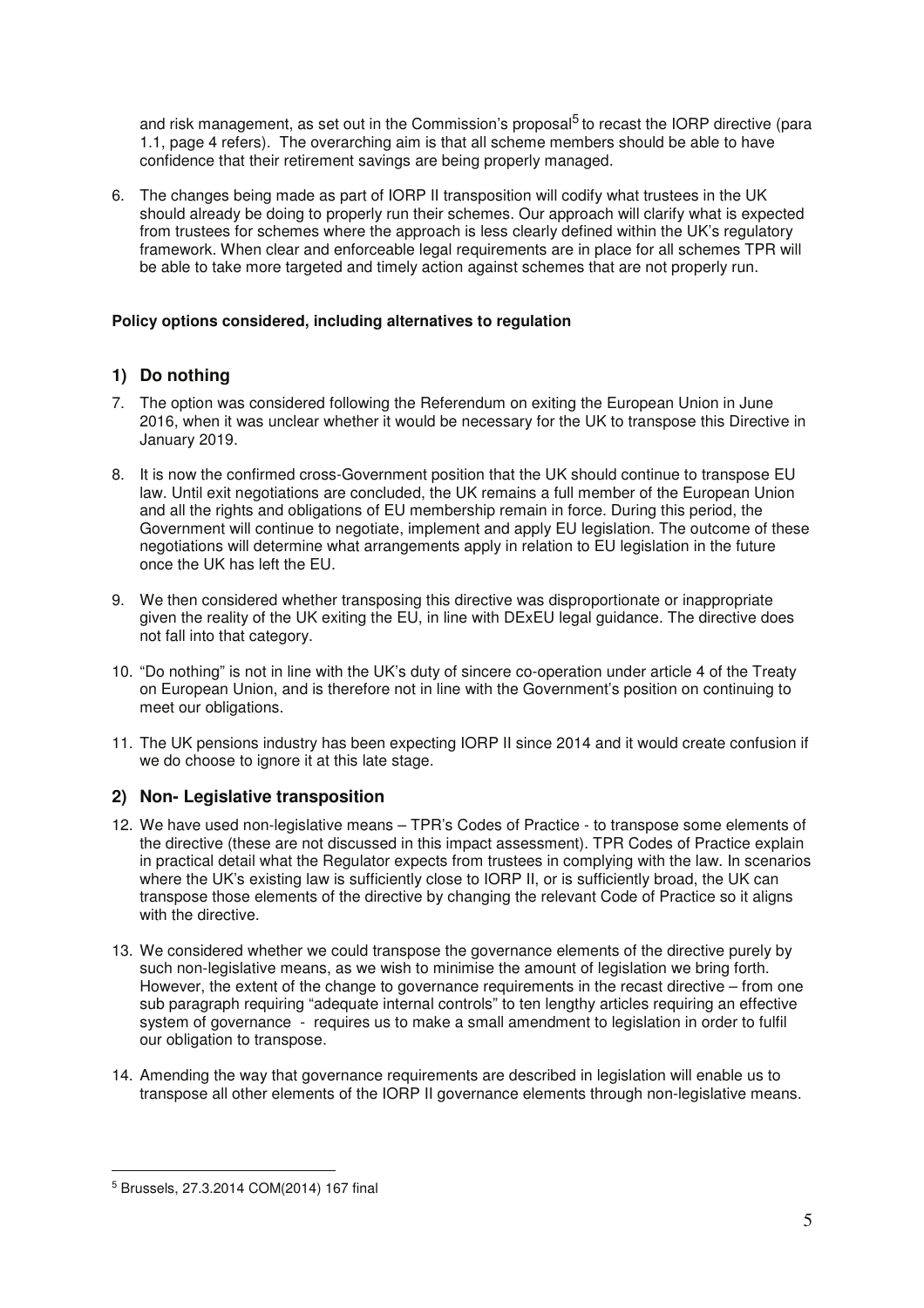and risk management, as set out in the Commission's proposal[5] to recast the IORP directive (para 1.1, page 4 refers). The overarching aim is that all scheme members should be able to have confidence that their retirement savings are being properly managed.

6. The changes being made as part of IORP II transposition will codify what trustees in the UK should already be doing to properly run their schemes. Our approach will clarify what is expected from trustees for schemes where the approach is less clearly defined within the UK's regulatory framework. When clear and enforceable legal requirements are in place for all schemes TPR will be able to take more targeted and timely action against schemes that are not properly run.

**Policy options considered, including alternatives to regulation**

### 1) Do nothing

7. The option was considered following the Referendum on exiting the European Union in June 2016, when it was unclear whether it would be necessary for the UK to transpose this Directive in January 2019.

8. It is now the confirmed cross-Government position that the UK should continue to transpose EU law. Until exit negotiations are concluded, the UK remains a full member of the European Union and all the rights and obligations of EU membership remain in force. During this period, the Government will continue to negotiate, implement and apply EU legislation. The outcome of these negotiations will determine what arrangements apply in relation to EU legislation in the future once the UK has left the EU.

9. We then considered whether transposing this directive was disproportionate or inappropriate given the reality of the UK exiting the EU, in line with DExEU legal guidance. The directive does not fall into that category.

10. "Do nothing" is not in line with the UK's duty of sincere co-operation under article 4 of the Treaty on European Union, and is therefore not in line with the Government's position on continuing to meet our obligations.

11. The UK pensions industry has been expecting IORP II since 2014 and it would create confusion if we do choose to ignore it at this late stage.

### 2) Non- Legislative transposition

12. We have used non-legislative means – TPR's Codes of Practice - to transpose some elements of the directive (these are not discussed in this impact assessment). TPR Codes of Practice explain in practical detail what the Regulator expects from trustees in complying with the law. In scenarios where the UK's existing law is sufficiently close to IORP II, or is sufficiently broad, the UK can transpose those elements of the directive by changing the relevant Code of Practice so it aligns with the directive.

13. We considered whether we could transpose the governance elements of the directive purely by such non-legislative means, as we wish to minimise the amount of legislation we bring forth. However, the extent of the change to governance requirements in the recast directive – from one sub paragraph requiring "adequate internal controls" to ten lengthy articles requiring an effective system of governance - requires us to make a small amendment to legislation in order to fulfil our obligation to transpose.

14. Amending the way that governance requirements are described in legislation will enable us to transpose all other elements of the IORP II governance elements through non-legislative means.

[5] Brussels, 27.3.2014 COM(2014) 167 final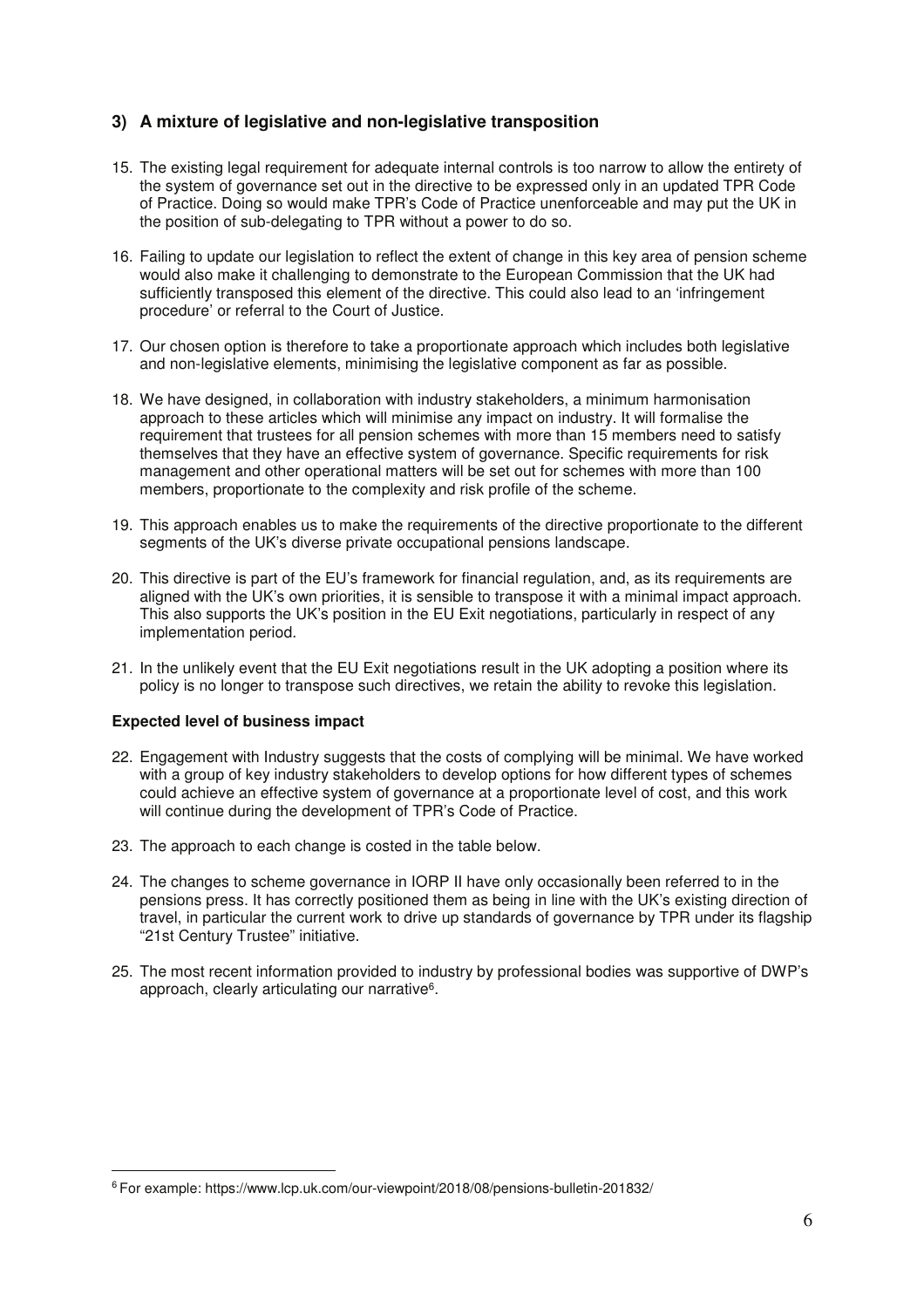### 3) A mixture of legislative and non-legislative transposition

15. The existing legal requirement for adequate internal controls is too narrow to allow the entirety of the system of governance set out in the directive to be expressed only in an updated TPR Code of Practice. Doing so would make TPR's Code of Practice unenforceable and may put the UK in the position of sub-delegating to TPR without a power to do so.

16. Failing to update our legislation to reflect the extent of change in this key area of pension scheme would also make it challenging to demonstrate to the European Commission that the UK had sufficiently transposed this element of the directive. This could also lead to an 'infringement procedure' or referral to the Court of Justice.

17. Our chosen option is therefore to take a proportionate approach which includes both legislative and non-legislative elements, minimising the legislative component as far as possible.

18. We have designed, in collaboration with industry stakeholders, a minimum harmonisation approach to these articles which will minimise any impact on industry. It will formalise the requirement that trustees for all pension schemes with more than 15 members need to satisfy themselves that they have an effective system of governance. Specific requirements for risk management and other operational matters will be set out for schemes with more than 100 members, proportionate to the complexity and risk profile of the scheme.

19. This approach enables us to make the requirements of the directive proportionate to the different segments of the UK's diverse private occupational pensions landscape.

20. This directive is part of the EU's framework for financial regulation, and, as its requirements are aligned with the UK's own priorities, it is sensible to transpose it with a minimal impact approach. This also supports the UK's position in the EU Exit negotiations, particularly in respect of any implementation period.

21. In the unlikely event that the EU Exit negotiations result in the UK adopting a position where its policy is no longer to transpose such directives, we retain the ability to revoke this legislation.

**Expected level of business impact**

22. Engagement with Industry suggests that the costs of complying will be minimal. We have worked with a group of key industry stakeholders to develop options for how different types of schemes could achieve an effective system of governance at a proportionate level of cost, and this work will continue during the development of TPR's Code of Practice.

23. The approach to each change is costed in the table below.

24. The changes to scheme governance in IORP II have only occasionally been referred to in the pensions press. It has correctly positioned them as being in line with the UK's existing direction of travel, in particular the current work to drive up standards of governance by TPR under its flagship "21st Century Trustee" initiative.

25. The most recent information provided to industry by professional bodies was supportive of DWP's approach, clearly articulating our narrative[6].

[6] For example: https://www.lcp.uk.com/our-viewpoint/2018/08/pensions-bulletin-201832/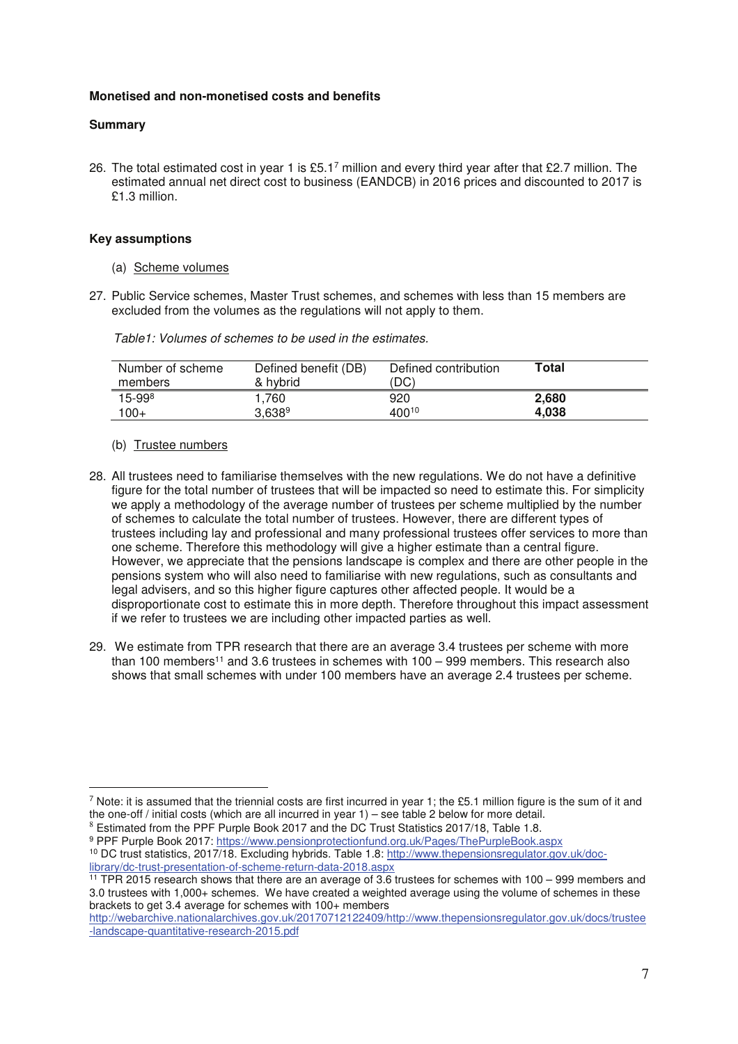**Monetised and non-monetised costs and benefits**

**Summary**

26. The total estimated cost in year 1 is £5.1[7] million and every third year after that £2.7 million. The estimated annual net direct cost to business (EANDCB) in 2016 prices and discounted to 2017 is £1.3 million.

**Key assumptions**

(a) Scheme volumes

27. Public Service schemes, Master Trust schemes, and schemes with less than 15 members are excluded from the volumes as the regulations will not apply to them.

*Table1: Volumes of schemes to be used in the estimates.*

| Number of scheme members | Defined benefit (DB) & hybrid | Defined contribution (DC) | **Total** |
|---|---|---|---|
| 15-99[8] | 1,760 | 920 | **2,680** |
| 100+ | 3,638[9] | 400[10] | **4,038** |

(b) Trustee numbers

28. All trustees need to familiarise themselves with the new regulations. We do not have a definitive figure for the total number of trustees that will be impacted so need to estimate this. For simplicity we apply a methodology of the average number of trustees per scheme multiplied by the number of schemes to calculate the total number of trustees. However, there are different types of trustees including lay and professional and many professional trustees offer services to more than one scheme. Therefore this methodology will give a higher estimate than a central figure. However, we appreciate that the pensions landscape is complex and there are other people in the pensions system who will also need to familiarise with new regulations, such as consultants and legal advisers, and so this higher figure captures other affected people. It would be a disproportionate cost to estimate this in more depth. Therefore throughout this impact assessment if we refer to trustees we are including other impacted parties as well.

29. We estimate from TPR research that there are an average 3.4 trustees per scheme with more than 100 members[11] and 3.6 trustees in schemes with 100 – 999 members. This research also shows that small schemes with under 100 members have an average 2.4 trustees per scheme.

---

[7] Note: it is assumed that the triennial costs are first incurred in year 1; the £5.1 million figure is the sum of it and the one-off / initial costs (which are all incurred in year 1) – see table 2 below for more detail.

[8] Estimated from the PPF Purple Book 2017 and the DC Trust Statistics 2017/18, Table 1.8.

[9] PPF Purple Book 2017: https://www.pensionprotectionfund.org.uk/Pages/ThePurpleBook.aspx

[10] DC trust statistics, 2017/18. Excluding hybrids. Table 1.8: http://www.thepensionsregulator.gov.uk/doc-library/dc-trust-presentation-of-scheme-return-data-2018.aspx

[11] TPR 2015 research shows that there are an average of 3.6 trustees for schemes with 100 – 999 members and 3.0 trustees with 1,000+ schemes. We have created a weighted average using the volume of schemes in these brackets to get 3.4 average for schemes with 100+ members http://webarchive.nationalarchives.gov.uk/20170712122409/http://www.thepensionsregulator.gov.uk/docs/trustee-landscape-quantitative-research-2015.pdf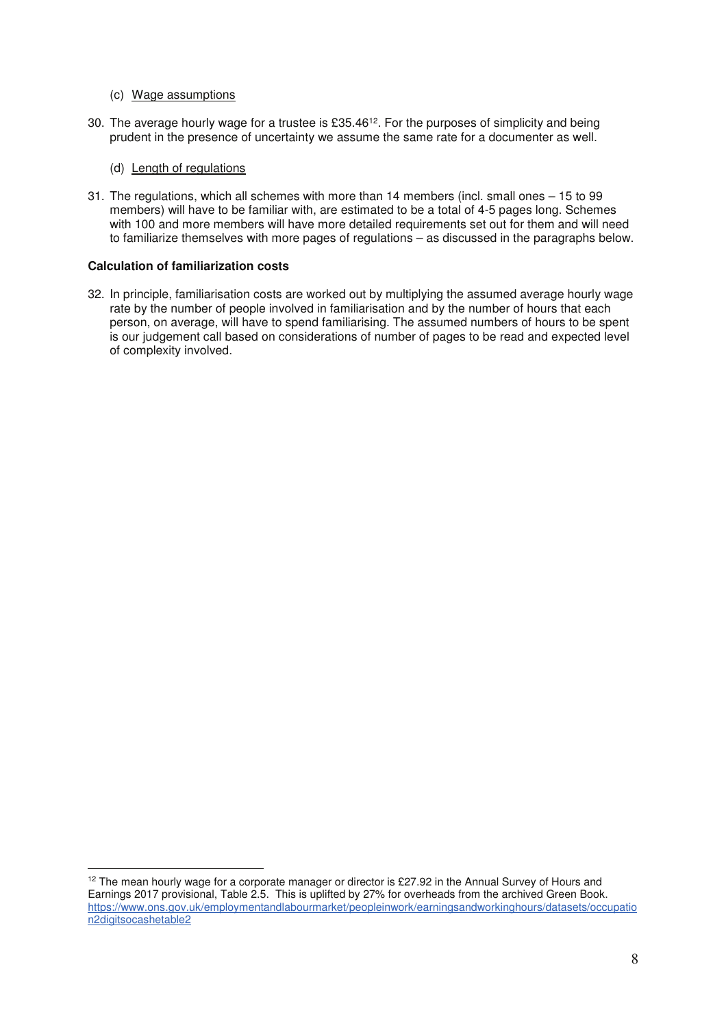(c) Wage assumptions

30. The average hourly wage for a trustee is £35.46[12]. For the purposes of simplicity and being prudent in the presence of uncertainty we assume the same rate for a documenter as well.

(d) Length of regulations

31. The regulations, which all schemes with more than 14 members (incl. small ones – 15 to 99 members) will have to be familiar with, are estimated to be a total of 4-5 pages long. Schemes with 100 and more members will have more detailed requirements set out for them and will need to familiarize themselves with more pages of regulations – as discussed in the paragraphs below.

**Calculation of familiarization costs**

32. In principle, familiarisation costs are worked out by multiplying the assumed average hourly wage rate by the number of people involved in familiarisation and by the number of hours that each person, on average, will have to spend familiarising. The assumed numbers of hours to be spent is our judgement call based on considerations of number of pages to be read and expected level of complexity involved.

---

[12] The mean hourly wage for a corporate manager or director is £27.92 in the Annual Survey of Hours and Earnings 2017 provisional, Table 2.5. This is uplifted by 27% for overheads from the archived Green Book. https://www.ons.gov.uk/employmentandlabourmarket/peopleinwork/earningsandworkinghours/datasets/occupation2digitsocashetable2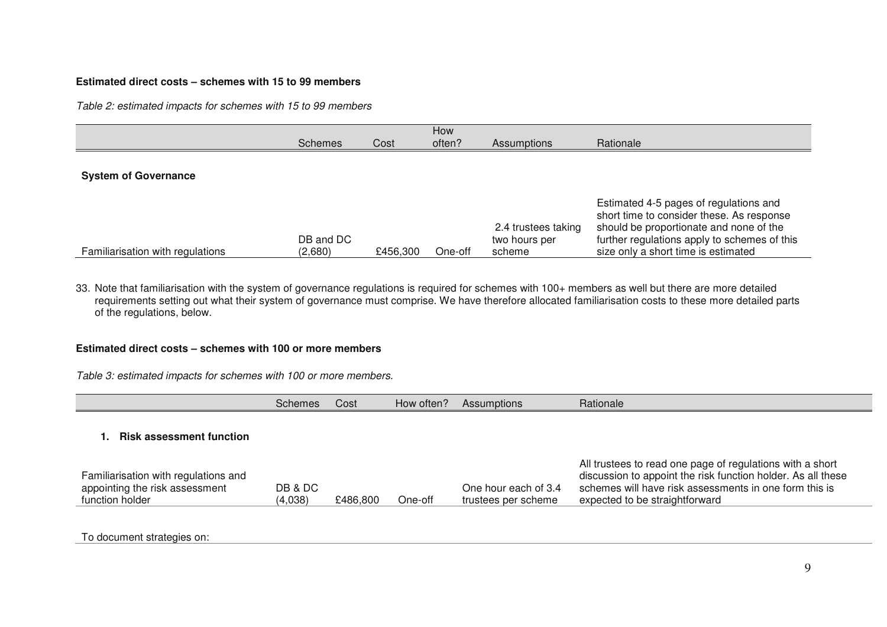**Estimated direct costs – schemes with 15 to 99 members**

*Table 2: estimated impacts for schemes with 15 to 99 members*

| | Schemes | Cost | How often? | Assumptions | Rationale |
|---|---|---|---|---|---|
| **System of Governance** | | | | | |
| Familiarisation with regulations | DB and DC (2,680) | £456,300 | One-off | 2.4 trustees taking two hours per scheme | Estimated 4-5 pages of regulations and short time to consider these. As response should be proportionate and none of the further regulations apply to schemes of this size only a short time is estimated |

33. Note that familiarisation with the system of governance regulations is required for schemes with 100+ members as well but there are more detailed requirements setting out what their system of governance must comprise. We have therefore allocated familiarisation costs to these more detailed parts of the regulations, below.

**Estimated direct costs – schemes with 100 or more members**

*Table 3: estimated impacts for schemes with 100 or more members.*

| | Schemes | Cost | How often? | Assumptions | Rationale |
|---|---|---|---|---|---|
| **1. Risk assessment function** | | | | | |
| Familiarisation with regulations and appointing the risk assessment function holder | DB & DC (4,038) | £486,800 | One-off | One hour each of 3.4 trustees per scheme | All trustees to read one page of regulations with a short discussion to appoint the risk function holder. As all these schemes will have risk assessments in one form this is expected to be straightforward |
| To document strategies on: | | | | | |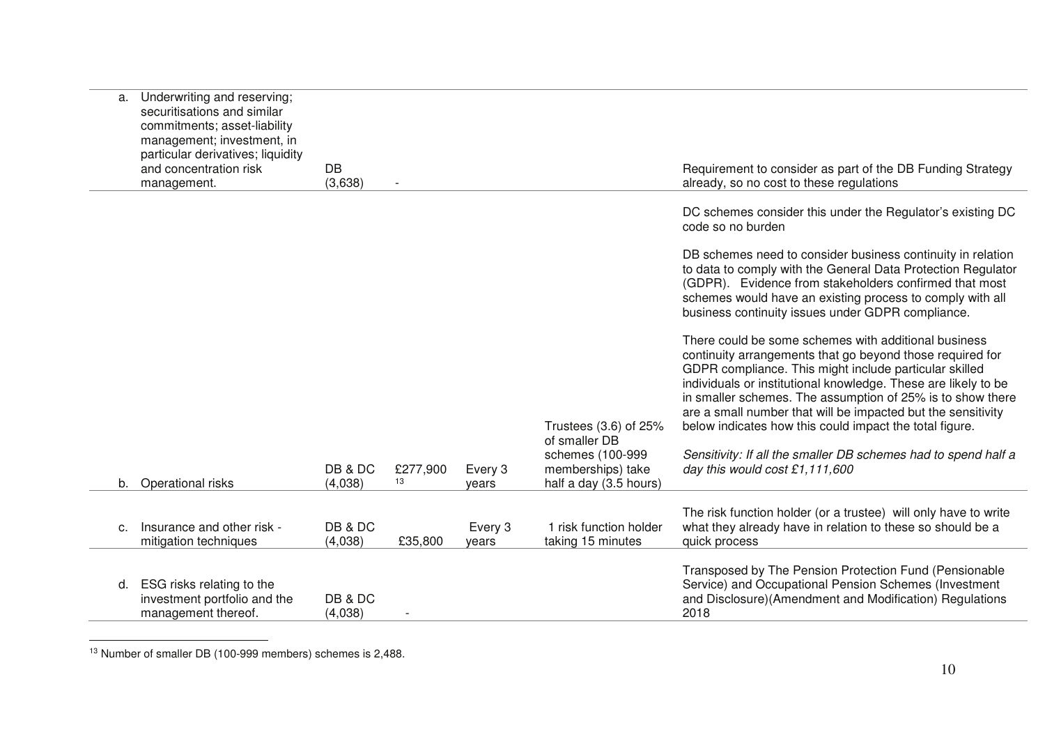| | | | | | |
|---|---|---|---|---|---|
| a. Underwriting and reserving; securitisations and similar commitments; asset-liability management; investment, in particular derivatives; liquidity and concentration risk management. | DB (3,638) | - | | | Requirement to consider as part of the DB Funding Strategy already, so no cost to these regulations |
| b. Operational risks | DB & DC (4,038) | £277,900 [13] | Every 3 years | Trustees (3.6) of 25% of smaller DB schemes (100-999 memberships) take half a day (3.5 hours) | DC schemes consider this under the Regulator's existing DC code so no burden<br><br>DB schemes need to consider business continuity in relation to data to comply with the General Data Protection Regulator (GDPR). Evidence from stakeholders confirmed that most schemes would have an existing process to comply with all business continuity issues under GDPR compliance.<br><br>There could be some schemes with additional business continuity arrangements that go beyond those required for GDPR compliance. This might include particular skilled individuals or institutional knowledge. These are likely to be in smaller schemes. The assumption of 25% is to show there are a small number that will be impacted but the sensitivity below indicates how this could impact the total figure.<br><br>*Sensitivity: If all the smaller DB schemes had to spend half a day this would cost £1,111,600* |
| c. Insurance and other risk - mitigation techniques | DB & DC (4,038) | £35,800 | Every 3 years | 1 risk function holder taking 15 minutes | The risk function holder (or a trustee) will only have to write what they already have in relation to these so should be a quick process |
| d. ESG risks relating to the investment portfolio and the management thereof. | DB & DC (4,038) | - | | | Transposed by The Pension Protection Fund (Pensionable Service) and Occupational Pension Schemes (Investment and Disclosure)(Amendment and Modification) Regulations 2018 |

[13] Number of smaller DB (100-999 members) schemes is 2,488.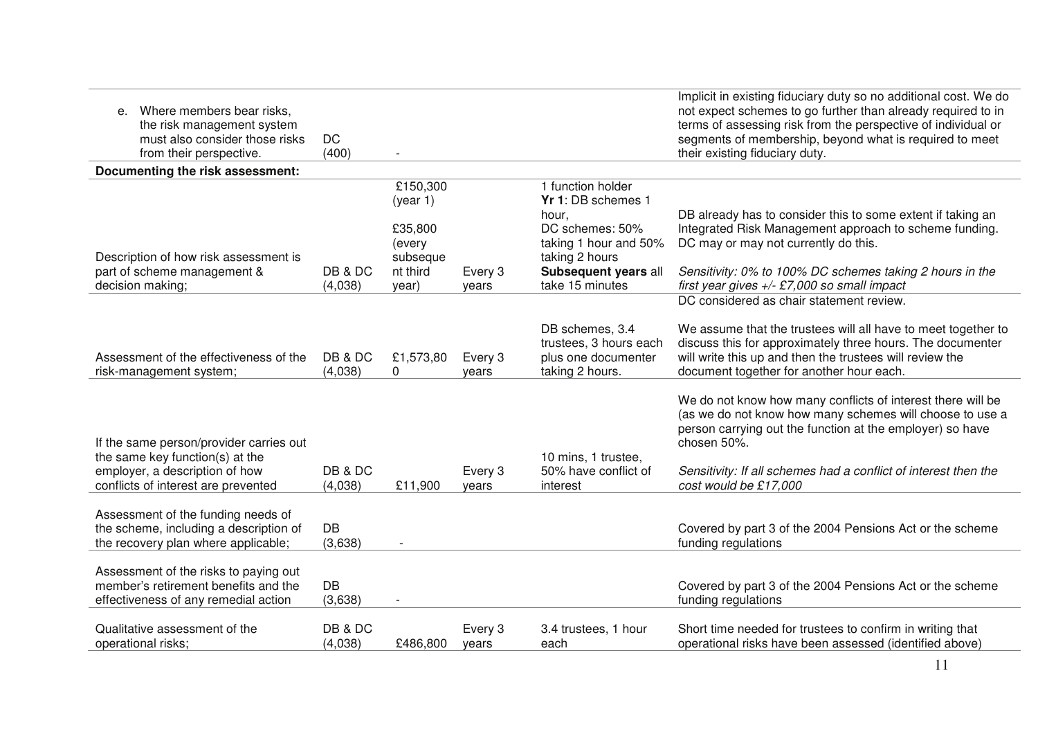| | | | | | |
|---|---|---|---|---|---|
| e. Where members bear risks, the risk management system must also consider those risks from their perspective. | DC (400) | - | | | Implicit in existing fiduciary duty so no additional cost. We do not expect schemes to go further than already required to in terms of assessing risk from the perspective of individual or segments of membership, beyond what is required to meet their existing fiduciary duty. |
| **Documenting the risk assessment:** | | | | | |
| Description of how risk assessment is part of scheme management & decision making; | DB & DC (4,038) | £150,300 (year 1)<br><br>£35,800 (every subsequent third year) | Every 3 years | 1 function holder<br>**Yr 1**: DB schemes 1 hour,<br>DC schemes: 50% taking 1 hour and 50% taking 2 hours<br>**Subsequent years** all take 15 minutes | DB already has to consider this to some extent if taking an Integrated Risk Management approach to scheme funding. DC may or may not currently do this.<br><br>*Sensitivity: 0% to 100% DC schemes taking 2 hours in the first year gives +/- £7,000 so small impact* |
| Assessment of the effectiveness of the risk-management system; | DB & DC (4,038) | £1,573,800 | Every 3 years | DB schemes, 3.4 trustees, 3 hours each plus one documenter taking 2 hours. | DC considered as chair statement review.<br><br>We assume that the trustees will all have to meet together to discuss this for approximately three hours. The documenter will write this up and then the trustees will review the document together for another hour each. |
| If the same person/provider carries out the same key function(s) at the employer, a description of how conflicts of interest are prevented | DB & DC (4,038) | £11,900 | Every 3 years | 10 mins, 1 trustee, 50% have conflict of interest | We do not know how many conflicts of interest there will be (as we do not know how many schemes will choose to use a person carrying out the function at the employer) so have chosen 50%.<br><br>*Sensitivity: If all schemes had a conflict of interest then the cost would be £17,000* |
| Assessment of the funding needs of the scheme, including a description of the recovery plan where applicable; | DB (3,638) | - | | | Covered by part 3 of the 2004 Pensions Act or the scheme funding regulations |
| Assessment of the risks to paying out member's retirement benefits and the effectiveness of any remedial action | DB (3,638) | - | | | Covered by part 3 of the 2004 Pensions Act or the scheme funding regulations |
| Qualitative assessment of the operational risks; | DB & DC (4,038) | £486,800 | Every 3 years | 3.4 trustees, 1 hour each | Short time needed for trustees to confirm in writing that operational risks have been assessed (identified above) |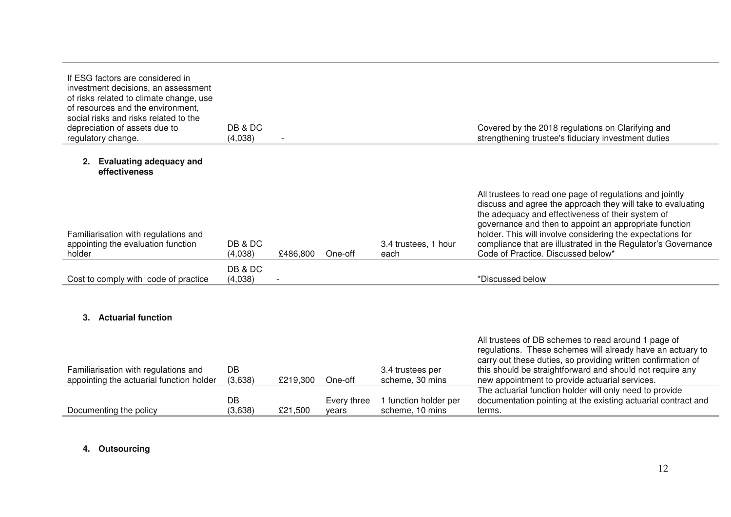| | | | | | |
|---|---|---|---|---|---|
| If ESG factors are considered in investment decisions, an assessment of risks related to climate change, use of resources and the environment, social risks and risks related to the depreciation of assets due to regulatory change. | DB & DC (4,038) | - | | | Covered by the 2018 regulations on Clarifying and strengthening trustee's fiduciary investment duties |

**2. Evaluating adequacy and effectiveness**

| | | | | | |
|---|---|---|---|---|---|
| Familiarisation with regulations and appointing the evaluation function holder | DB & DC (4,038) | £486,800 | One-off | 3.4 trustees, 1 hour each | All trustees to read one page of regulations and jointly discuss and agree the approach they will take to evaluating the adequacy and effectiveness of their system of governance and then to appoint an appropriate function holder. This will involve considering the expectations for compliance that are illustrated in the Regulator's Governance Code of Practice. Discussed below* |
| Cost to comply with code of practice | DB & DC (4,038) | - | | | *Discussed below |

**3. Actuarial function**

| | | | | | |
|---|---|---|---|---|---|
| Familiarisation with regulations and appointing the actuarial function holder | DB (3,638) | £219,300 | One-off | 3.4 trustees per scheme, 30 mins | All trustees of DB schemes to read around 1 page of regulations. These schemes will already have an actuary to carry out these duties, so providing written confirmation of this should be straightforward and should not require any new appointment to provide actuarial services. |
| Documenting the policy | DB (3,638) | £21,500 | Every three years | 1 function holder per scheme, 10 mins | The actuarial function holder will only need to provide documentation pointing at the existing actuarial contract and terms. |

**4. Outsourcing**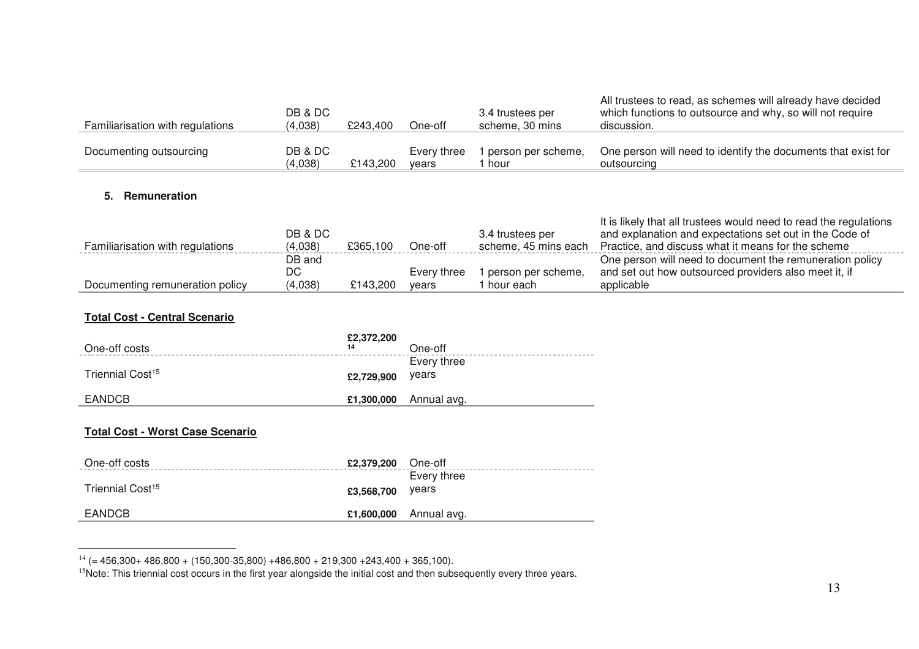| | | | | | |
|---|---|---|---|---|---|
| Familiarisation with regulations | DB & DC (4,038) | £243,400 | One-off | 3.4 trustees per scheme, 30 mins | All trustees to read, as schemes will already have decided which functions to outsource and why, so will not require discussion. |
| Documenting outsourcing | DB & DC (4,038) | £143,200 | Every three years | 1 person per scheme, 1 hour | One person will need to identify the documents that exist for outsourcing |

**5. Remuneration**

| | | | | | |
|---|---|---|---|---|---|
| Familiarisation with regulations | DB & DC (4,038) | £365,100 | One-off | 3.4 trustees per scheme, 45 mins each | It is likely that all trustees would need to read the regulations and explanation and expectations set out in the Code of Practice, and discuss what it means for the scheme |
| Documenting remuneration policy | DB and DC (4,038) | £143,200 | Every three years | 1 person per scheme, 1 hour each | One person will need to document the remuneration policy and set out how outsourced providers also meet it, if applicable |

**Total Cost - Central Scenario**

| | | |
|---|---|---|
| One-off costs | **£2,372,200** [14] | One-off |
| Triennial Cost[15] | **£2,729,900** | Every three years |
| EANDCB | **£1,300,000** | Annual avg. |

**Total Cost - Worst Case Scenario**

| | | |
|---|---|---|
| One-off costs | **£2,379,200** | One-off |
| Triennial Cost[15] | **£3,568,700** | Every three years |
| EANDCB | **£1,600,000** | Annual avg. |

[14] (= 456,300+ 486,800 + (150,300-35,800) +486,800 + 219,300 +243,400 + 365,100).

[15] Note: This triennial cost occurs in the first year alongside the initial cost and then subsequently every three years.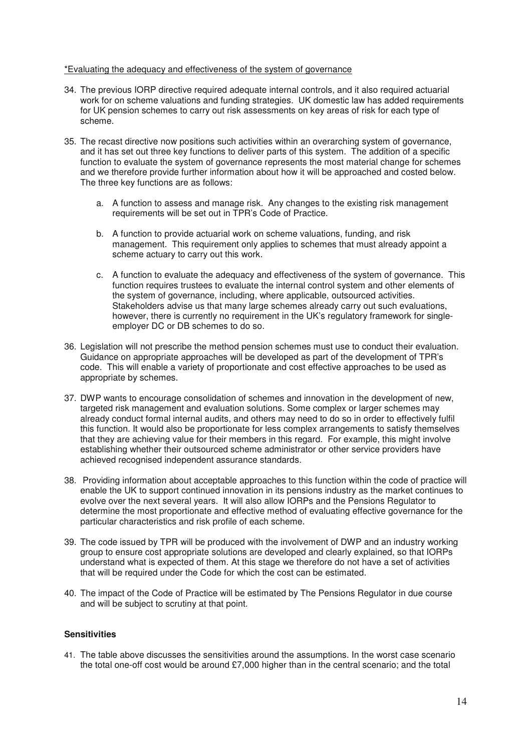*Evaluating the adequacy and effectiveness of the system of governance

34. The previous IORP directive required adequate internal controls, and it also required actuarial work for on scheme valuations and funding strategies. UK domestic law has added requirements for UK pension schemes to carry out risk assessments on key areas of risk for each type of scheme.

35. The recast directive now positions such activities within an overarching system of governance, and it has set out three key functions to deliver parts of this system. The addition of a specific function to evaluate the system of governance represents the most material change for schemes and we therefore provide further information about how it will be approached and costed below. The three key functions are as follows:

    a. A function to assess and manage risk. Any changes to the existing risk management requirements will be set out in TPR's Code of Practice.

    b. A function to provide actuarial work on scheme valuations, funding, and risk management. This requirement only applies to schemes that must already appoint a scheme actuary to carry out this work.

    c. A function to evaluate the adequacy and effectiveness of the system of governance. This function requires trustees to evaluate the internal control system and other elements of the system of governance, including, where applicable, outsourced activities. Stakeholders advise us that many large schemes already carry out such evaluations, however, there is currently no requirement in the UK's regulatory framework for single-employer DC or DB schemes to do so.

36. Legislation will not prescribe the method pension schemes must use to conduct their evaluation. Guidance on appropriate approaches will be developed as part of the development of TPR's code. This will enable a variety of proportionate and cost effective approaches to be used as appropriate by schemes.

37. DWP wants to encourage consolidation of schemes and innovation in the development of new, targeted risk management and evaluation solutions. Some complex or larger schemes may already conduct formal internal audits, and others may need to do so in order to effectively fulfil this function. It would also be proportionate for less complex arrangements to satisfy themselves that they are achieving value for their members in this regard. For example, this might involve establishing whether their outsourced scheme administrator or other service providers have achieved recognised independent assurance standards.

38. Providing information about acceptable approaches to this function within the code of practice will enable the UK to support continued innovation in its pensions industry as the market continues to evolve over the next several years. It will also allow IORPs and the Pensions Regulator to determine the most proportionate and effective method of evaluating effective governance for the particular characteristics and risk profile of each scheme.

39. The code issued by TPR will be produced with the involvement of DWP and an industry working group to ensure cost appropriate solutions are developed and clearly explained, so that IORPs understand what is expected of them. At this stage we therefore do not have a set of activities that will be required under the Code for which the cost can be estimated.

40. The impact of the Code of Practice will be estimated by The Pensions Regulator in due course and will be subject to scrutiny at that point.

**Sensitivities**

41. The table above discusses the sensitivities around the assumptions. In the worst case scenario the total one-off cost would be around £7,000 higher than in the central scenario; and the total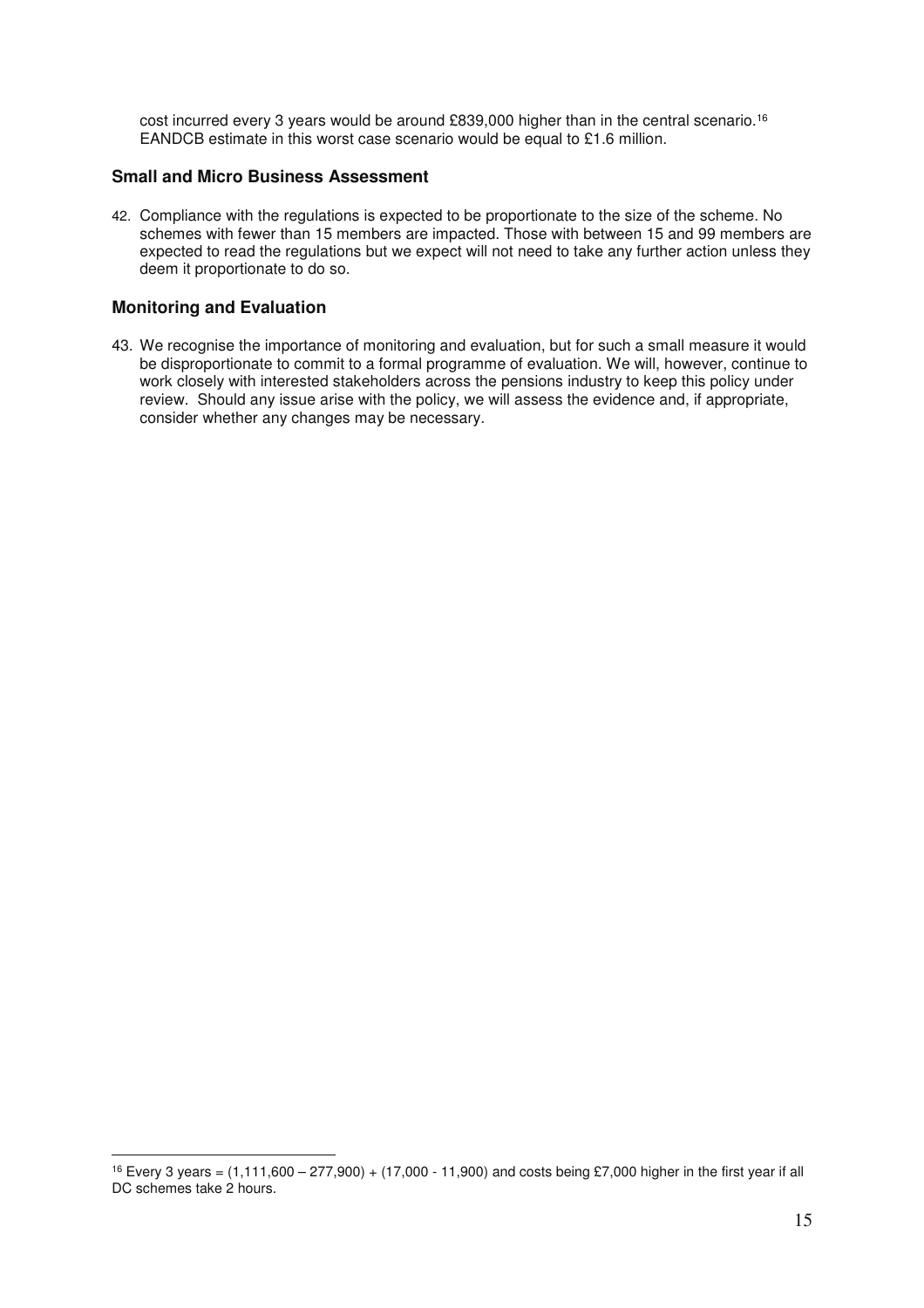cost incurred every 3 years would be around £839,000 higher than in the central scenario.[16] EANDCB estimate in this worst case scenario would be equal to £1.6 million.

### Small and Micro Business Assessment

42. Compliance with the regulations is expected to be proportionate to the size of the scheme. No schemes with fewer than 15 members are impacted. Those with between 15 and 99 members are expected to read the regulations but we expect will not need to take any further action unless they deem it proportionate to do so.

### Monitoring and Evaluation

43. We recognise the importance of monitoring and evaluation, but for such a small measure it would be disproportionate to commit to a formal programme of evaluation. We will, however, continue to work closely with interested stakeholders across the pensions industry to keep this policy under review. Should any issue arise with the policy, we will assess the evidence and, if appropriate, consider whether any changes may be necessary.

---

[16] Every 3 years = (1,111,600 – 277,900) + (17,000 - 11,900) and costs being £7,000 higher in the first year if all DC schemes take 2 hours.